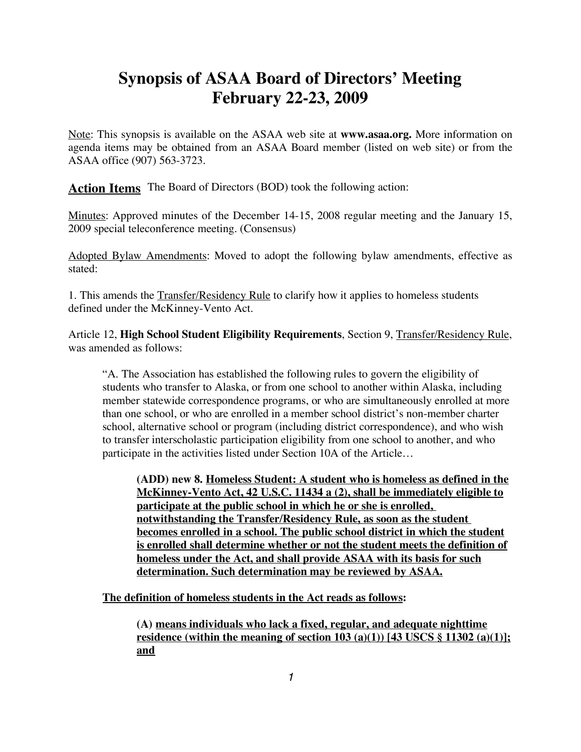# Synopsis of ASAA Board of Directors' Meeting February 22-23, 2009

<u>Note</u>: This synopsis is available on the ASAA web site at **www.asaa.org.** More information on agenda items may be obtained from an ASAA Board member (listed on web site) or from the ASAA office (907) 563-3723.

**<u>Action Items</u>** The Board of Directors (BOD) took the following action:

<u>Minutes</u>: Approved minutes of the December 14-15, 2008 regular meeting and the January 15, 2009 special teleconference meeting. (Consensus)

<u>Adopted Bylaw Amendments</u>: Moved to adopt the following bylaw amendments, effective as stated:

1. This amends the <u>Transfer/Residency Rule</u> to clarify how it applies to homeless students defined under the McKinney-Vento Act.

Article 12, **High School Student Eligibility Requirements**, Section 9, <u>Transfer/Residency Rule</u>, was amended as follows:

> "A. The Association has established the following rules to govern the eligibility of students who transfer to Alaska, or from one school to another within Alaska, including member statewide correspondence programs, or who are simultaneously enrolled at more than one school, or who are enrolled in a member school district's non-member charter school, alternative school or program (including district correspondence), and who wish to transfer interscholastic participation eligibility from one school to another, and who participate in the activities listed under Section 10A of the Article…
>
> > **(ADD) new 8. <u>Homeless Student: A student who is homeless as defined in the McKinney-Vento Act, 42 U.S.C. 11434 a (2), shall be immediately eligible to participate at the public school in which he or she is enrolled, notwithstanding the Transfer/Residency Rule, as soon as the student becomes enrolled in a school. The public school district in which the student is enrolled shall determine whether or not the student meets the definition of homeless under the Act, and shall provide ASAA with its basis for such determination. Such determination may be reviewed by ASAA.</u>**
>
> **<u>The definition of homeless students in the Act reads as follows</u>:**
>
> > **(A) <u>means individuals who lack a fixed, regular, and adequate nighttime residence (within the meaning of section 103 (a)(1)) [43 USCS § 11302 (a)(1)]; and</u>**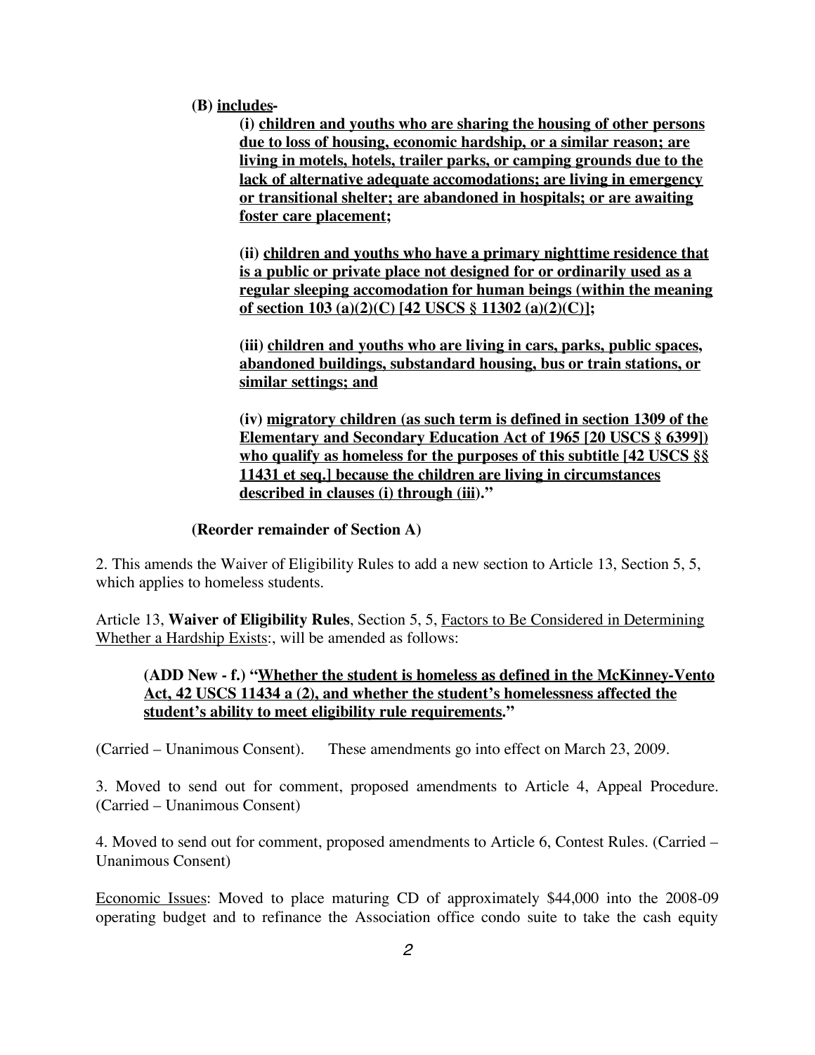**(B) <u>includes</u>-**

> **(i) <u>children and youths who are sharing the housing of other persons due to loss of housing, economic hardship, or a similar reason; are living in motels, hotels, trailer parks, or camping grounds due to the lack of alternative adequate accomodations; are living in emergency or transitional shelter; are abandoned in hospitals; or are awaiting foster care placement;</u>**
>
> **(ii) <u>children and youths who have a primary nighttime residence that is a public or private place not designed for or ordinarily used as a regular sleeping accomodation for human beings (within the meaning of section 103 (a)(2)(C) [42 USCS § 11302 (a)(2)(C)];</u>**
>
> **(iii) <u>children and youths who are living in cars, parks, public spaces, abandoned buildings, substandard housing, bus or train stations, or similar settings; and</u>**
>
> **(iv) <u>migratory children (as such term is defined in section 1309 of the Elementary and Secondary Education Act of 1965 [20 USCS § 6399]) who qualify as homeless for the purposes of this subtitle [42 USCS §§ 11431 et seq.] because the children are living in circumstances described in clauses (i) through (iii)</u>."**

**(Reorder remainder of Section A)**

2. This amends the Waiver of Eligibility Rules to add a new section to Article 13, Section 5, 5, which applies to homeless students.

Article 13, **Waiver of Eligibility Rules**, Section 5, 5, <u>Factors to Be Considered in Determining Whether a Hardship Exists</u>:, will be amended as follows:

> **(ADD New - f.) "<u>Whether the student is homeless as defined in the McKinney-Vento Act, 42 USCS 11434 a (2), and whether the student's homelessness affected the student's ability to meet eligibility rule requirements</u>."**

(Carried – Unanimous Consent). These amendments go into effect on March 23, 2009.

3. Moved to send out for comment, proposed amendments to Article 4, Appeal Procedure. (Carried – Unanimous Consent)

4. Moved to send out for comment, proposed amendments to Article 6, Contest Rules. (Carried – Unanimous Consent)

<u>Economic Issues</u>: Moved to place maturing CD of approximately $44,000 into the 2008-09 operating budget and to refinance the Association office condo suite to take the cash equity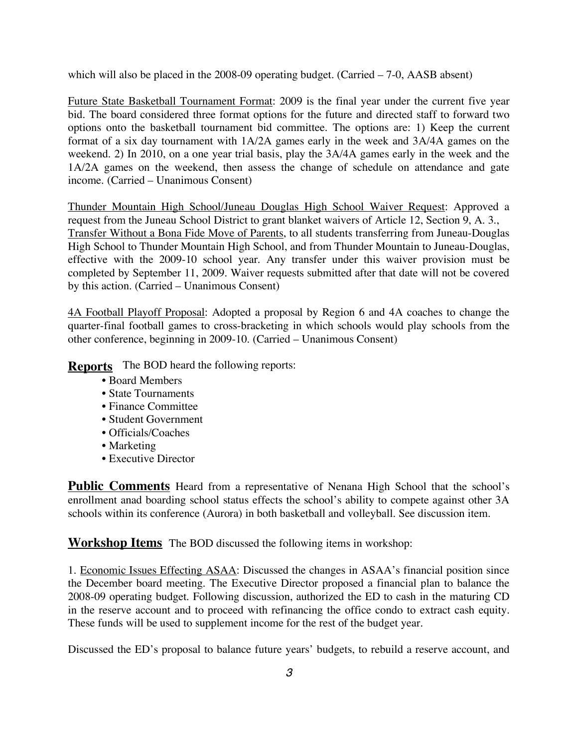which will also be placed in the 2008-09 operating budget. (Carried – 7-0, AASB absent)

<u>Future State Basketball Tournament Format</u>: 2009 is the final year under the current five year bid. The board considered three format options for the future and directed staff to forward two options onto the basketball tournament bid committee. The options are: 1) Keep the current format of a six day tournament with 1A/2A games early in the week and 3A/4A games on the weekend. 2) In 2010, on a one year trial basis, play the 3A/4A games early in the week and the 1A/2A games on the weekend, then assess the change of schedule on attendance and gate income. (Carried – Unanimous Consent)

<u>Thunder Mountain High School/Juneau Douglas High School Waiver Request</u>: Approved a request from the Juneau School District to grant blanket waivers of Article 12, Section 9, A. 3., <u>Transfer Without a Bona Fide Move of Parents</u>, to all students transferring from Juneau-Douglas High School to Thunder Mountain High School, and from Thunder Mountain to Juneau-Douglas, effective with the 2009-10 school year. Any transfer under this waiver provision must be completed by September 11, 2009. Waiver requests submitted after that date will not be covered by this action. (Carried – Unanimous Consent)

<u>4A Football Playoff Proposal</u>: Adopted a proposal by Region 6 and 4A coaches to change the quarter-final football games to cross-bracketing in which schools would play schools from the other conference, beginning in 2009-10. (Carried – Unanimous Consent)

**Reports** The BOD heard the following reports:

- Board Members
- State Tournaments
- Finance Committee
- Student Government
- Officials/Coaches
- Marketing
- Executive Director

**Public Comments** Heard from a representative of Nenana High School that the school's enrollment anad boarding school status effects the school's ability to compete against other 3A schools within its conference (Aurora) in both basketball and volleyball. See discussion item.

**Workshop Items** The BOD discussed the following items in workshop:

1. <u>Economic Issues Effecting ASAA</u>: Discussed the changes in ASAA's financial position since the December board meeting. The Executive Director proposed a financial plan to balance the 2008-09 operating budget. Following discussion, authorized the ED to cash in the maturing CD in the reserve account and to proceed with refinancing the office condo to extract cash equity. These funds will be used to supplement income for the rest of the budget year.

Discussed the ED's proposal to balance future years' budgets, to rebuild a reserve account, and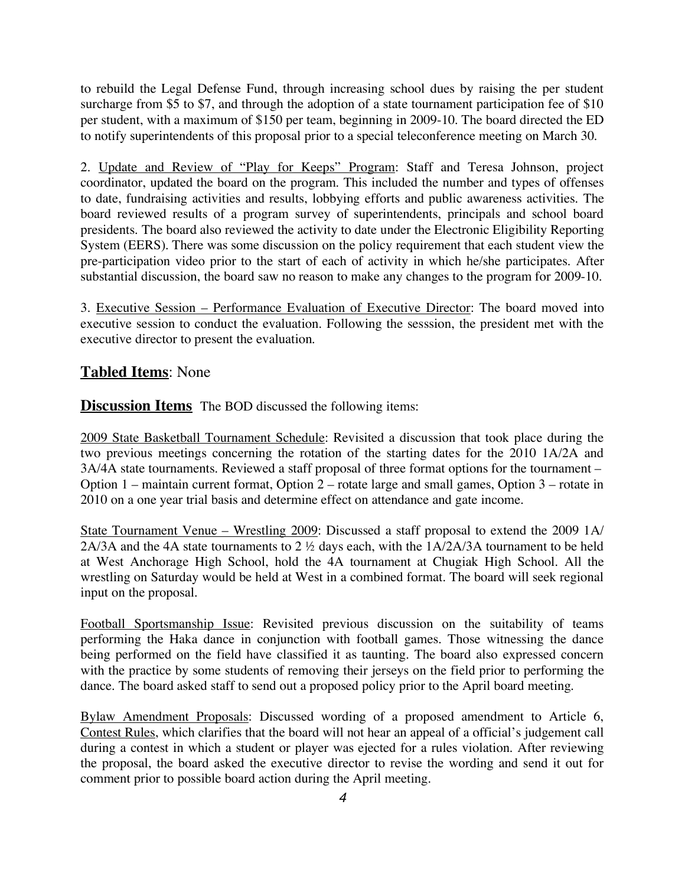to rebuild the Legal Defense Fund, through increasing school dues by raising the per student surcharge from $5 to $7, and through the adoption of a state tournament participation fee of $10 per student, with a maximum of $150 per team, beginning in 2009-10. The board directed the ED to notify superintendents of this proposal prior to a special teleconference meeting on March 30.

2. Update and Review of "Play for Keeps" Program: Staff and Teresa Johnson, project coordinator, updated the board on the program. This included the number and types of offenses to date, fundraising activities and results, lobbying efforts and public awareness activities. The board reviewed results of a program survey of superintendents, principals and school board presidents. The board also reviewed the activity to date under the Electronic Eligibility Reporting System (EERS). There was some discussion on the policy requirement that each student view the pre-participation video prior to the start of each of activity in which he/she participates. After substantial discussion, the board saw no reason to make any changes to the program for 2009-10.

3. Executive Session – Performance Evaluation of Executive Director: The board moved into executive session to conduct the evaluation. Following the sesssion, the president met with the executive director to present the evaluation.

## **Tabled Items**: None

## **Discussion Items**

The BOD discussed the following items:

2009 State Basketball Tournament Schedule: Revisited a discussion that took place during the two previous meetings concerning the rotation of the starting dates for the 2010 1A/2A and 3A/4A state tournaments. Reviewed a staff proposal of three format options for the tournament – Option 1 – maintain current format, Option 2 – rotate large and small games, Option 3 – rotate in 2010 on a one year trial basis and determine effect on attendance and gate income.

State Tournament Venue – Wrestling 2009: Discussed a staff proposal to extend the 2009 1A/2A/3A and the 4A state tournaments to 2 ½ days each, with the 1A/2A/3A tournament to be held at West Anchorage High School, hold the 4A tournament at Chugiak High School. All the wrestling on Saturday would be held at West in a combined format. The board will seek regional input on the proposal.

Football Sportsmanship Issue: Revisited previous discussion on the suitability of teams performing the Haka dance in conjunction with football games. Those witnessing the dance being performed on the field have classified it as taunting. The board also expressed concern with the practice by some students of removing their jerseys on the field prior to performing the dance. The board asked staff to send out a proposed policy prior to the April board meeting.

Bylaw Amendment Proposals: Discussed wording of a proposed amendment to Article 6, Contest Rules, which clarifies that the board will not hear an appeal of a official's judgement call during a contest in which a student or player was ejected for a rules violation. After reviewing the proposal, the board asked the executive director to revise the wording and send it out for comment prior to possible board action during the April meeting.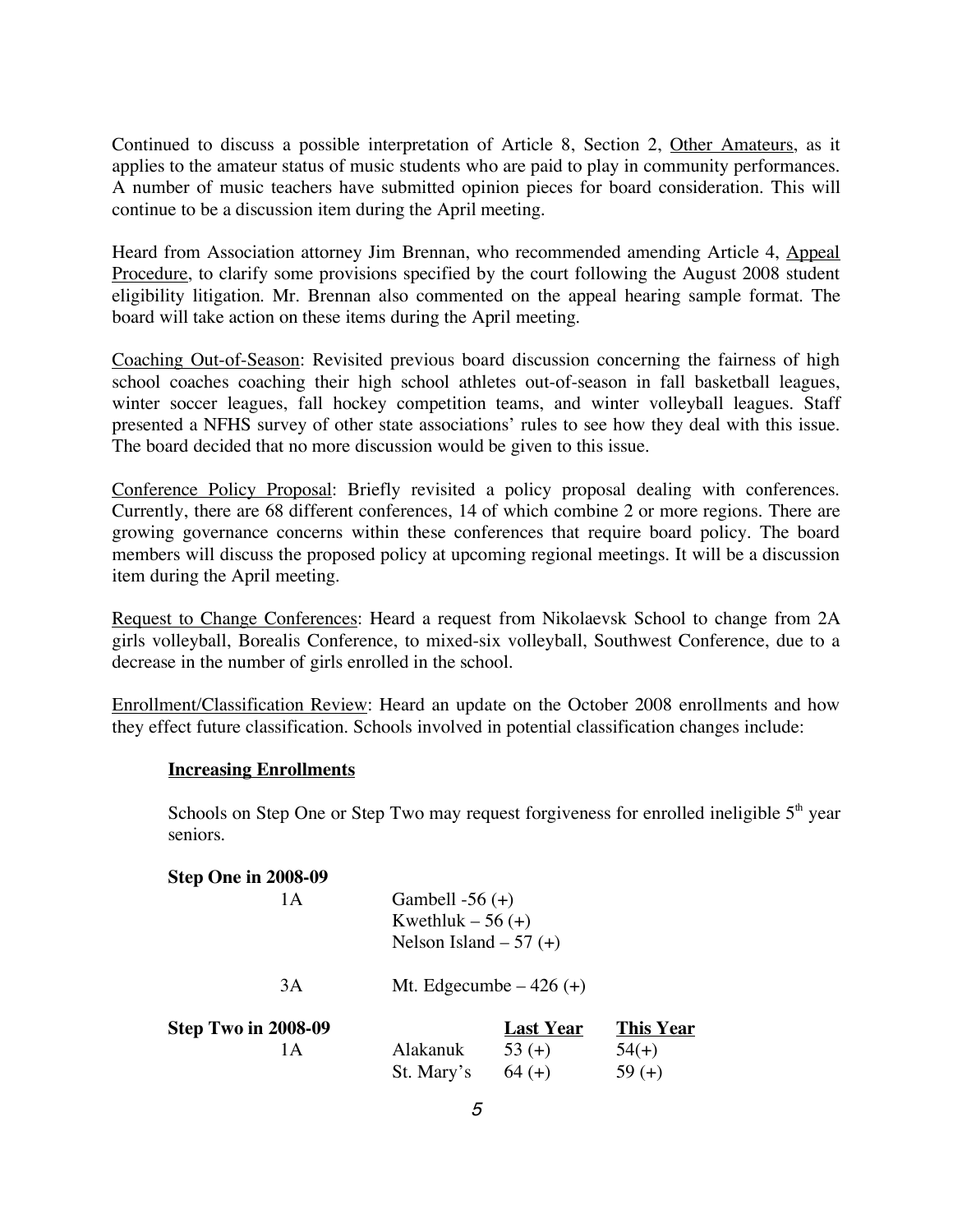Continued to discuss a possible interpretation of Article 8, Section 2, Other Amateurs, as it applies to the amateur status of music students who are paid to play in community performances. A number of music teachers have submitted opinion pieces for board consideration. This will continue to be a discussion item during the April meeting.

Heard from Association attorney Jim Brennan, who recommended amending Article 4, Appeal Procedure, to clarify some provisions specified by the court following the August 2008 student eligibility litigation. Mr. Brennan also commented on the appeal hearing sample format. The board will take action on these items during the April meeting.

Coaching Out-of-Season: Revisited previous board discussion concerning the fairness of high school coaches coaching their high school athletes out-of-season in fall basketball leagues, winter soccer leagues, fall hockey competition teams, and winter volleyball leagues. Staff presented a NFHS survey of other state associations' rules to see how they deal with this issue. The board decided that no more discussion would be given to this issue.

Conference Policy Proposal: Briefly revisited a policy proposal dealing with conferences. Currently, there are 68 different conferences, 14 of which combine 2 or more regions. There are growing governance concerns within these conferences that require board policy. The board members will discuss the proposed policy at upcoming regional meetings. It will be a discussion item during the April meeting.

Request to Change Conferences: Heard a request from Nikolaevsk School to change from 2A girls volleyball, Borealis Conference, to mixed-six volleyball, Southwest Conference, due to a decrease in the number of girls enrolled in the school.

Enrollment/Classification Review: Heard an update on the October 2008 enrollments and how they effect future classification. Schools involved in potential classification changes include:

**Increasing Enrollments**

Schools on Step One or Step Two may request forgiveness for enrolled ineligible 5th year seniors.

**Step One in 2008-09**

| | |
|---|---|
| 1A | Gambell -56 (+)<br>Kwethluk – 56 (+)<br>Nelson Island – 57 (+) |
| 3A | Mt. Edgecumbe – 426 (+) |

| **Step Two in 2008-09** | | **Last Year** | **This Year** |
|---|---|---|---|
| 1A | Alakanuk | 53 (+) | 54(+) |
| | St. Mary's | 64 (+) | 59 (+) |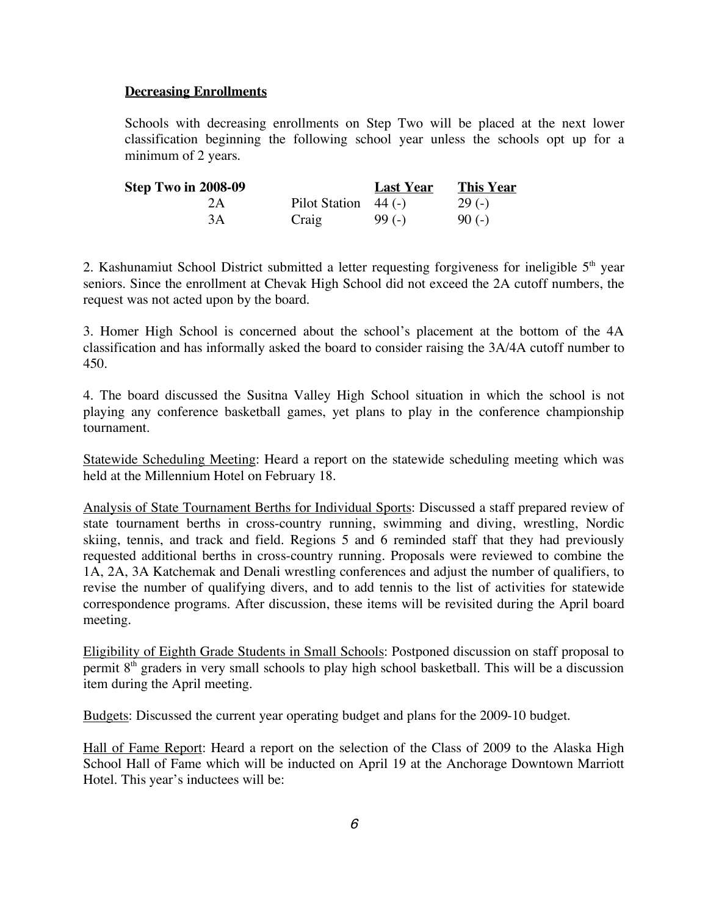**Decreasing Enrollments**

Schools with decreasing enrollments on Step Two will be placed at the next lower classification beginning the following school year unless the schools opt up for a minimum of 2 years.

| Step Two in 2008-09 | | Last Year | This Year |
|---|---|---|---|
| 2A | Pilot Station | 44 (-) | 29 (-) |
| 3A | Craig | 99 (-) | 90 (-) |

2. Kashunamiut School District submitted a letter requesting forgiveness for ineligible 5th year seniors. Since the enrollment at Chevak High School did not exceed the 2A cutoff numbers, the request was not acted upon by the board.

3. Homer High School is concerned about the school's placement at the bottom of the 4A classification and has informally asked the board to consider raising the 3A/4A cutoff number to 450.

4. The board discussed the Susitna Valley High School situation in which the school is not playing any conference basketball games, yet plans to play in the conference championship tournament.

Statewide Scheduling Meeting: Heard a report on the statewide scheduling meeting which was held at the Millennium Hotel on February 18.

Analysis of State Tournament Berths for Individual Sports: Discussed a staff prepared review of state tournament berths in cross-country running, swimming and diving, wrestling, Nordic skiing, tennis, and track and field. Regions 5 and 6 reminded staff that they had previously requested additional berths in cross-country running. Proposals were reviewed to combine the 1A, 2A, 3A Katchemak and Denali wrestling conferences and adjust the number of qualifiers, to revise the number of qualifying divers, and to add tennis to the list of activities for statewide correspondence programs. After discussion, these items will be revisited during the April board meeting.

Eligibility of Eighth Grade Students in Small Schools: Postponed discussion on staff proposal to permit 8th graders in very small schools to play high school basketball. This will be a discussion item during the April meeting.

Budgets: Discussed the current year operating budget and plans for the 2009-10 budget.

Hall of Fame Report: Heard a report on the selection of the Class of 2009 to the Alaska High School Hall of Fame which will be inducted on April 19 at the Anchorage Downtown Marriott Hotel. This year's inductees will be: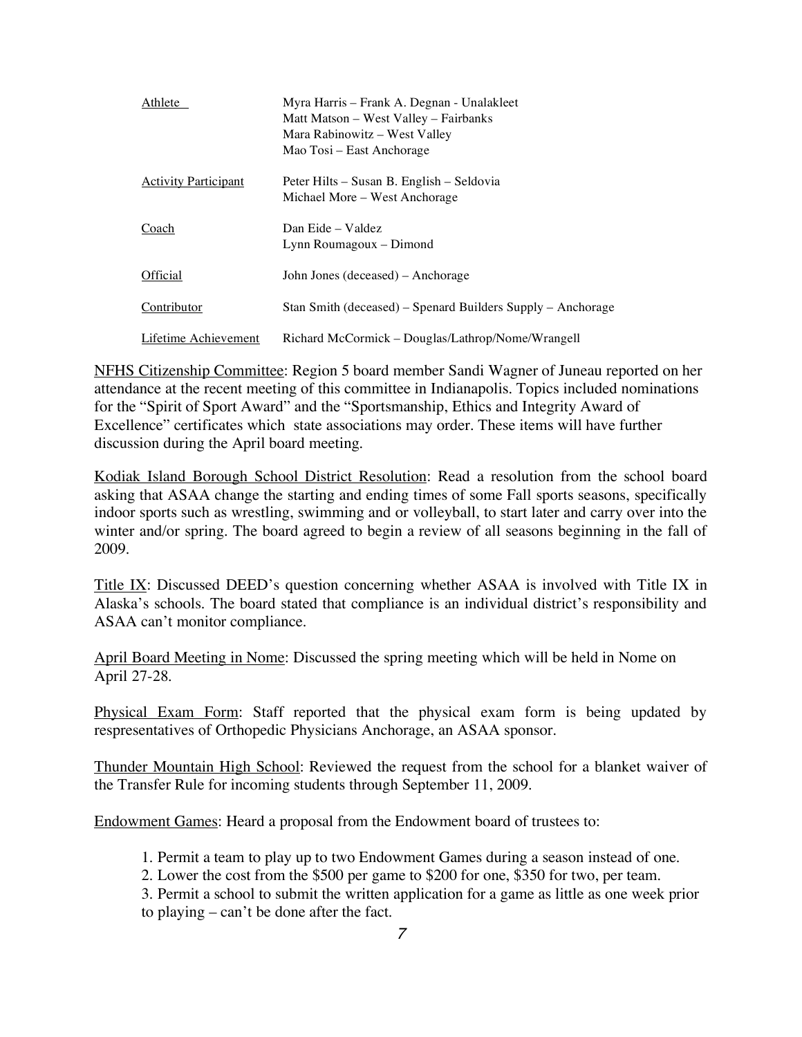| | |
|---|---|
| Athlete | Myra Harris – Frank A. Degnan - Unalakleet<br>Matt Matson – West Valley – Fairbanks<br>Mara Rabinowitz – West Valley<br>Mao Tosi – East Anchorage |
| Activity Participant | Peter Hilts – Susan B. English – Seldovia<br>Michael More – West Anchorage |
| Coach | Dan Eide – Valdez<br>Lynn Roumagoux – Dimond |
| Official | John Jones (deceased) – Anchorage |
| Contributor | Stan Smith (deceased) – Spenard Builders Supply – Anchorage |
| Lifetime Achievement | Richard McCormick – Douglas/Lathrop/Nome/Wrangell |

NFHS Citizenship Committee: Region 5 board member Sandi Wagner of Juneau reported on her attendance at the recent meeting of this committee in Indianapolis. Topics included nominations for the "Spirit of Sport Award" and the "Sportsmanship, Ethics and Integrity Award of Excellence" certificates which state associations may order. These items will have further discussion during the April board meeting.

Kodiak Island Borough School District Resolution: Read a resolution from the school board asking that ASAA change the starting and ending times of some Fall sports seasons, specifically indoor sports such as wrestling, swimming and or volleyball, to start later and carry over into the winter and/or spring. The board agreed to begin a review of all seasons beginning in the fall of 2009.

Title IX: Discussed DEED's question concerning whether ASAA is involved with Title IX in Alaska's schools. The board stated that compliance is an individual district's responsibility and ASAA can't monitor compliance.

April Board Meeting in Nome: Discussed the spring meeting which will be held in Nome on April 27-28.

Physical Exam Form: Staff reported that the physical exam form is being updated by respresentatives of Orthopedic Physicians Anchorage, an ASAA sponsor.

Thunder Mountain High School: Reviewed the request from the school for a blanket waiver of the Transfer Rule for incoming students through September 11, 2009.

Endowment Games: Heard a proposal from the Endowment board of trustees to:

1. Permit a team to play up to two Endowment Games during a season instead of one.
2. Lower the cost from the $500 per game to $200 for one, $350 for two, per team.
3. Permit a school to submit the written application for a game as little as one week prior to playing – can't be done after the fact.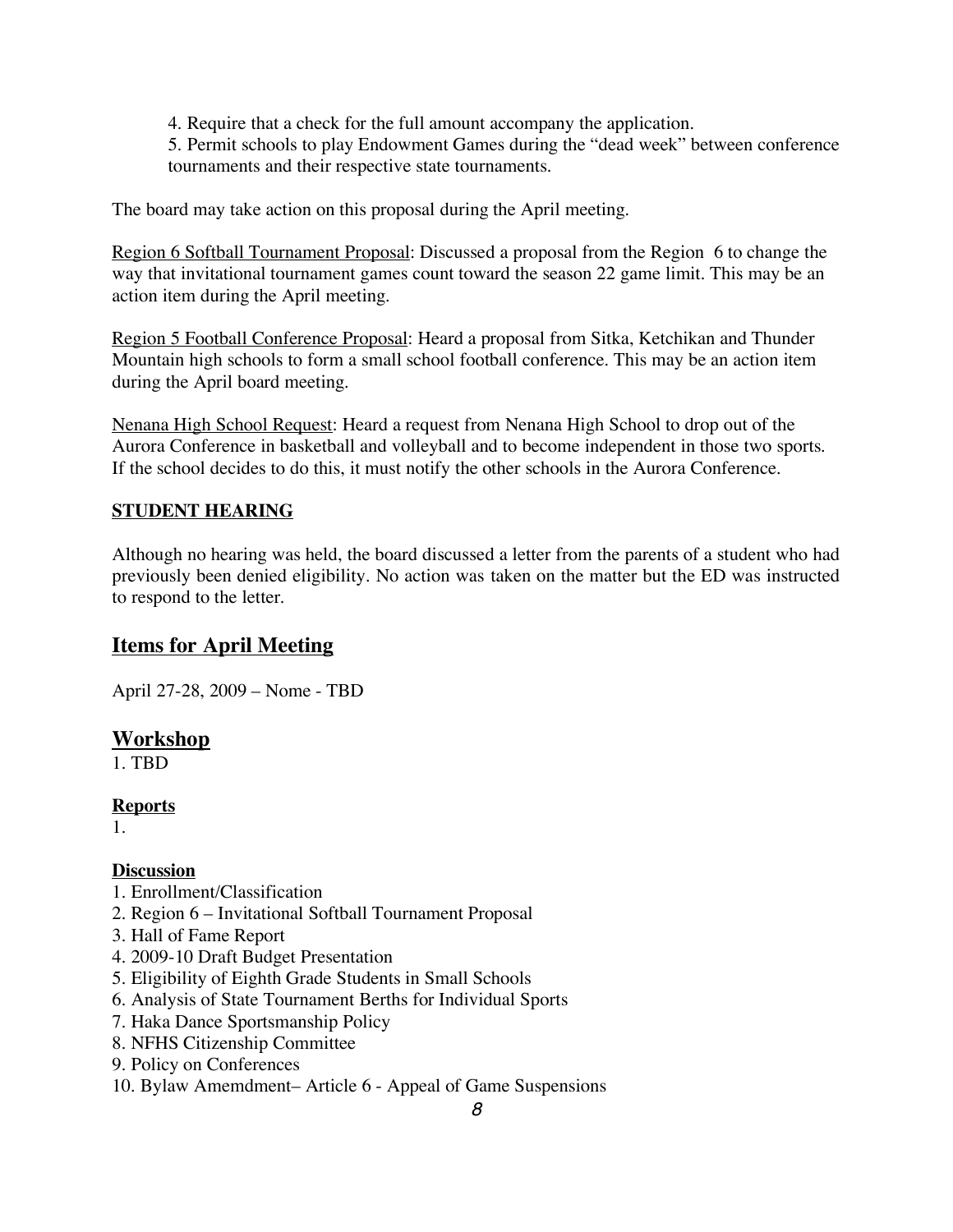4. Require that a check for the full amount accompany the application.
5. Permit schools to play Endowment Games during the "dead week" between conference tournaments and their respective state tournaments.

The board may take action on this proposal during the April meeting.

Region 6 Softball Tournament Proposal: Discussed a proposal from the Region 6 to change the way that invitational tournament games count toward the season 22 game limit. This may be an action item during the April meeting.

Region 5 Football Conference Proposal: Heard a proposal from Sitka, Ketchikan and Thunder Mountain high schools to form a small school football conference. This may be an action item during the April board meeting.

Nenana High School Request: Heard a request from Nenana High School to drop out of the Aurora Conference in basketball and volleyball and to become independent in those two sports. If the school decides to do this, it must notify the other schools in the Aurora Conference.

**STUDENT HEARING**

Although no hearing was held, the board discussed a letter from the parents of a student who had previously been denied eligibility. No action was taken on the matter but the ED was instructed to respond to the letter.

## Items for April Meeting

April 27-28, 2009 – Nome - TBD

## Workshop

1. TBD

**Reports**

1.

**Discussion**

1. Enrollment/Classification
2. Region 6 – Invitational Softball Tournament Proposal
3. Hall of Fame Report
4. 2009-10 Draft Budget Presentation
5. Eligibility of Eighth Grade Students in Small Schools
6. Analysis of State Tournament Berths for Individual Sports
7. Haka Dance Sportsmanship Policy
8. NFHS Citizenship Committee
9. Policy on Conferences
10. Bylaw Amemdment– Article 6 - Appeal of Game Suspensions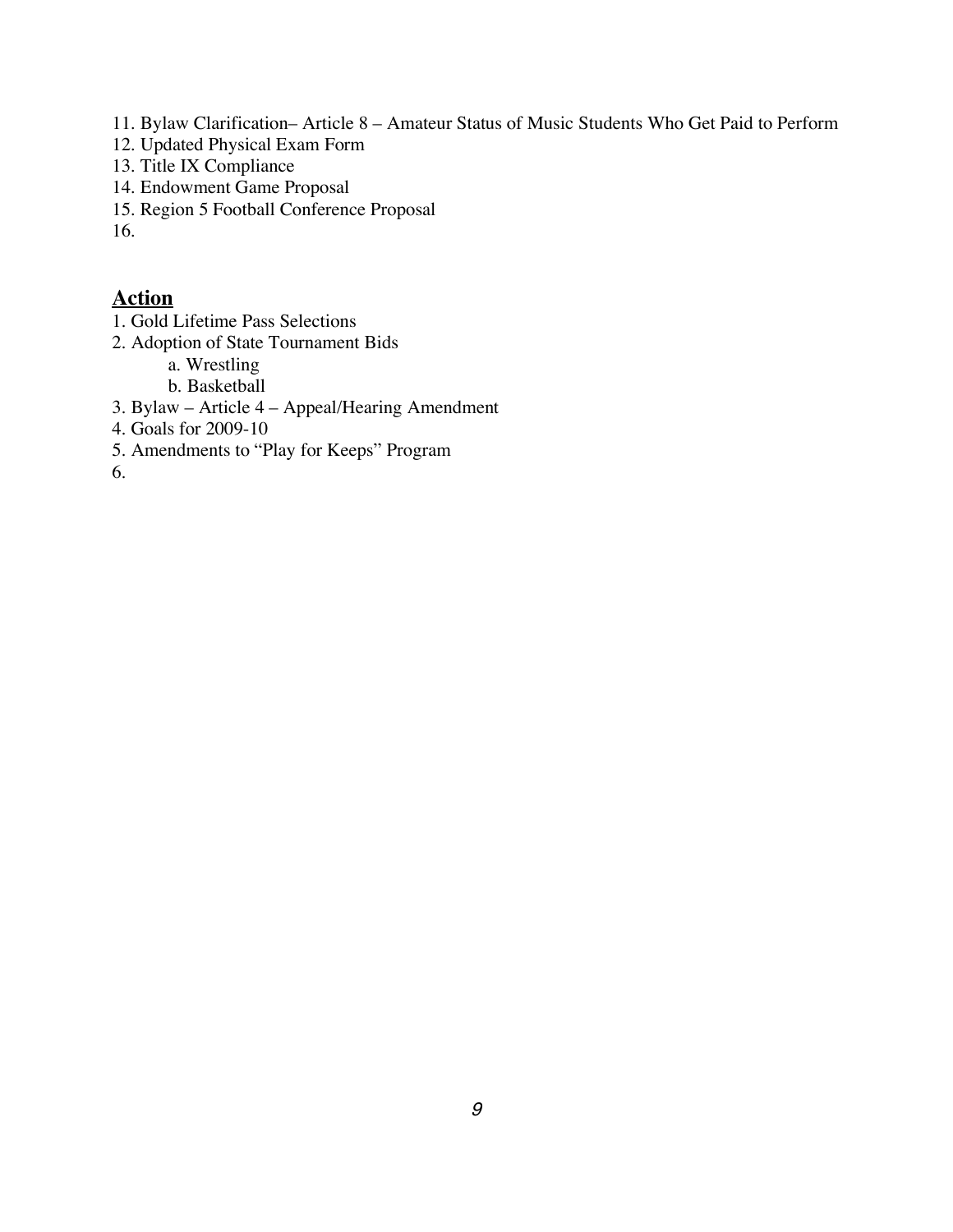11. Bylaw Clarification– Article 8 – Amateur Status of Music Students Who Get Paid to Perform
12. Updated Physical Exam Form
13. Title IX Compliance
14. Endowment Game Proposal
15. Region 5 Football Conference Proposal
16.

## **Action**

1. Gold Lifetime Pass Selections
2. Adoption of State Tournament Bids
    a. Wrestling
    b. Basketball
3. Bylaw – Article 4 – Appeal/Hearing Amendment
4. Goals for 2009-10
5. Amendments to "Play for Keeps" Program
6.